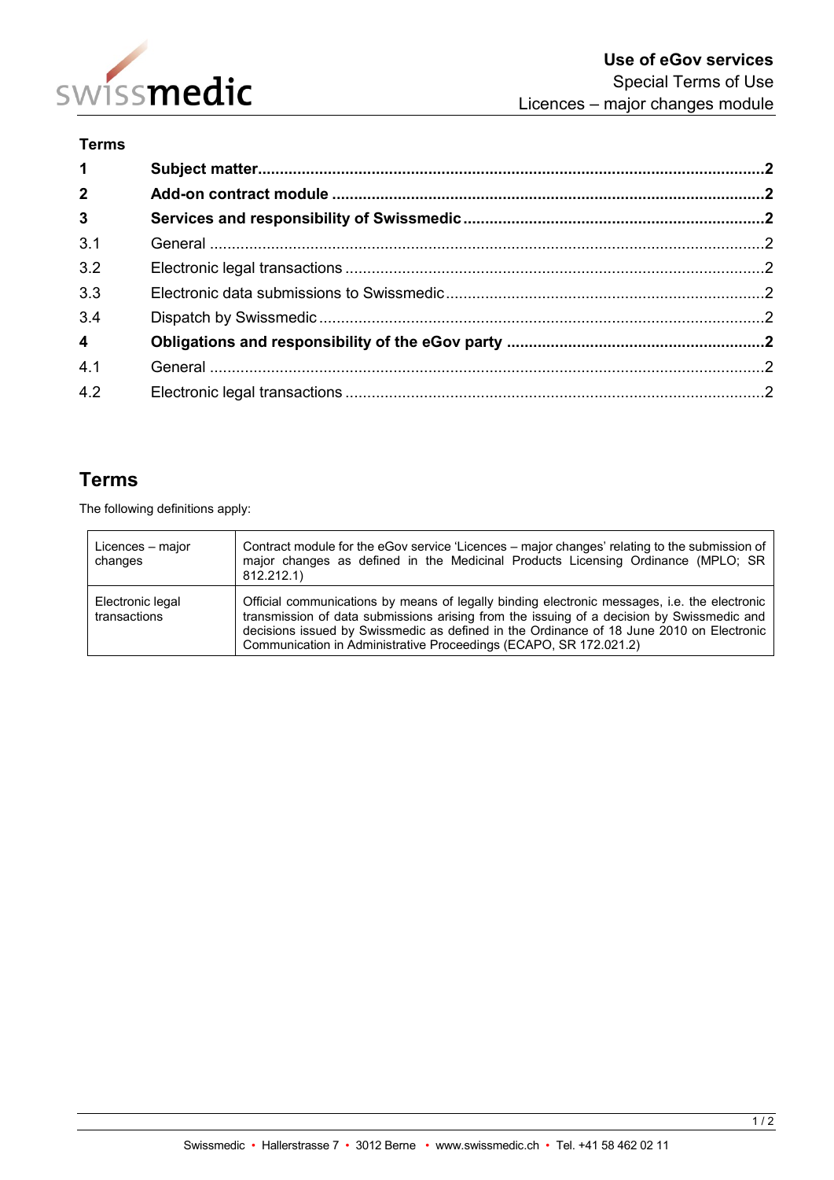# Use of eGov services

Special Terms of Use

Licences – major changes module

**Terms**

| | | |
|---|---|---|
| **1** | **Subject matter** | **2** |
| **2** | **Add-on contract module** | **2** |
| **3** | **Services and responsibility of Swissmedic** | **2** |
| 3.1 | General | 2 |
| 3.2 | Electronic legal transactions | 2 |
| 3.3 | Electronic data submissions to Swissmedic | 2 |
| 3.4 | Dispatch by Swissmedic | 2 |
| **4** | **Obligations and responsibility of the eGov party** | **2** |
| 4.1 | General | 2 |
| 4.2 | Electronic legal transactions | 2 |

## Terms

The following definitions apply:

| | |
|---|---|
| Licences – major changes | Contract module for the eGov service 'Licences – major changes' relating to the submission of major changes as defined in the Medicinal Products Licensing Ordinance (MPLO; SR 812.212.1) |
| Electronic legal transactions | Official communications by means of legally binding electronic messages, i.e. the electronic transmission of data submissions arising from the issuing of a decision by Swissmedic and decisions issued by Swissmedic as defined in the Ordinance of 18 June 2010 on Electronic Communication in Administrative Proceedings (ECAPO, SR 172.021.2) |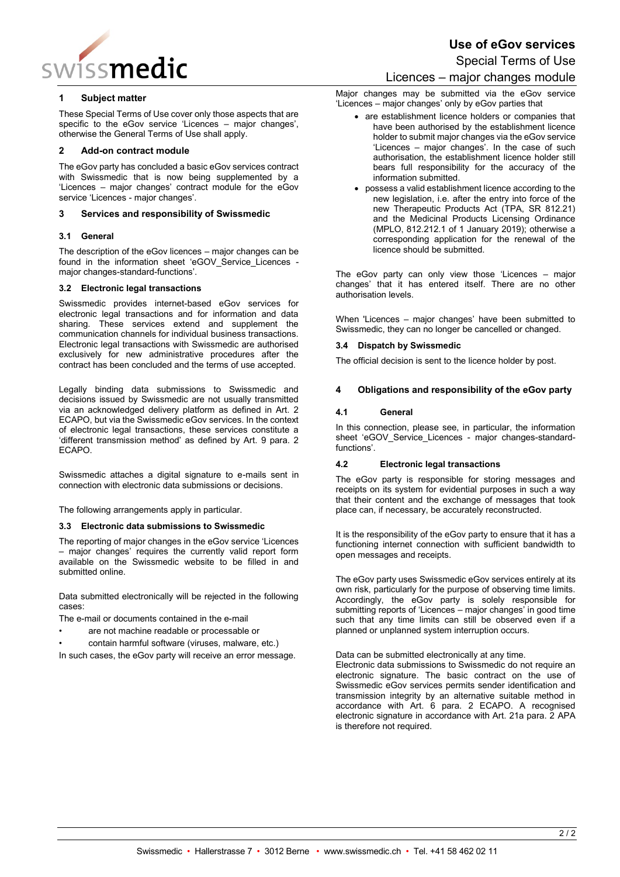# Use of eGov services

Special Terms of Use

Licences – major changes module

## 1 Subject matter

These Special Terms of Use cover only those aspects that are specific to the eGov service 'Licences – major changes', otherwise the General Terms of Use shall apply.

## 2 Add-on contract module

The eGov party has concluded a basic eGov services contract with Swissmedic that is now being supplemented by a 'Licences – major changes' contract module for the eGov service 'Licences - major changes'.

## 3 Services and responsibility of Swissmedic

### 3.1 General

The description of the eGov licences – major changes can be found in the information sheet 'eGOV_Service_Licences - major changes-standard-functions'.

### 3.2 Electronic legal transactions

Swissmedic provides internet-based eGov services for electronic legal transactions and for information and data sharing. These services extend and supplement the communication channels for individual business transactions. Electronic legal transactions with Swissmedic are authorised exclusively for new administrative procedures after the contract has been concluded and the terms of use accepted.

Legally binding data submissions to Swissmedic and decisions issued by Swissmedic are not usually transmitted via an acknowledged delivery platform as defined in Art. 2 ECAPO, but via the Swissmedic eGov services. In the context of electronic legal transactions, these services constitute a 'different transmission method' as defined by Art. 9 para. 2 ECAPO.

Swissmedic attaches a digital signature to e-mails sent in connection with electronic data submissions or decisions.

The following arrangements apply in particular.

### 3.3 Electronic data submissions to Swissmedic

The reporting of major changes in the eGov service 'Licences – major changes' requires the currently valid report form available on the Swissmedic website to be filled in and submitted online.

Data submitted electronically will be rejected in the following cases:

The e-mail or documents contained in the e-mail

- are not machine readable or processable or
- contain harmful software (viruses, malware, etc.)

In such cases, the eGov party will receive an error message.

Major changes may be submitted via the eGov service 'Licences – major changes' only by eGov parties that

- are establishment licence holders or companies that have been authorised by the establishment licence holder to submit major changes via the eGov service 'Licences – major changes'. In the case of such authorisation, the establishment licence holder still bears full responsibility for the accuracy of the information submitted.
- possess a valid establishment licence according to the new legislation, i.e. after the entry into force of the new Therapeutic Products Act (TPA, SR 812.21) and the Medicinal Products Licensing Ordinance (MPLO, 812.212.1 of 1 January 2019); otherwise a corresponding application for the renewal of the licence should be submitted.

The eGov party can only view those 'Licences – major changes' that it has entered itself. There are no other authorisation levels.

When 'Licences – major changes' have been submitted to Swissmedic, they can no longer be cancelled or changed.

### 3.4 Dispatch by Swissmedic

The official decision is sent to the licence holder by post.

## 4 Obligations and responsibility of the eGov party

### 4.1 General

In this connection, please see, in particular, the information sheet 'eGOV_Service_Licences - major changes-standard-functions'.

### 4.2 Electronic legal transactions

The eGov party is responsible for storing messages and receipts on its system for evidential purposes in such a way that their content and the exchange of messages that took place can, if necessary, be accurately reconstructed.

It is the responsibility of the eGov party to ensure that it has a functioning internet connection with sufficient bandwidth to open messages and receipts.

The eGov party uses Swissmedic eGov services entirely at its own risk, particularly for the purpose of observing time limits. Accordingly, the eGov party is solely responsible for submitting reports of 'Licences – major changes' in good time such that any time limits can still be observed even if a planned or unplanned system interruption occurs.

Data can be submitted electronically at any time.
Electronic data submissions to Swissmedic do not require an electronic signature. The basic contract on the use of Swissmedic eGov services permits sender identification and transmission integrity by an alternative suitable method in accordance with Art. 6 para. 2 ECAPO. A recognised electronic signature in accordance with Art. 21a para. 2 APA is therefore not required.